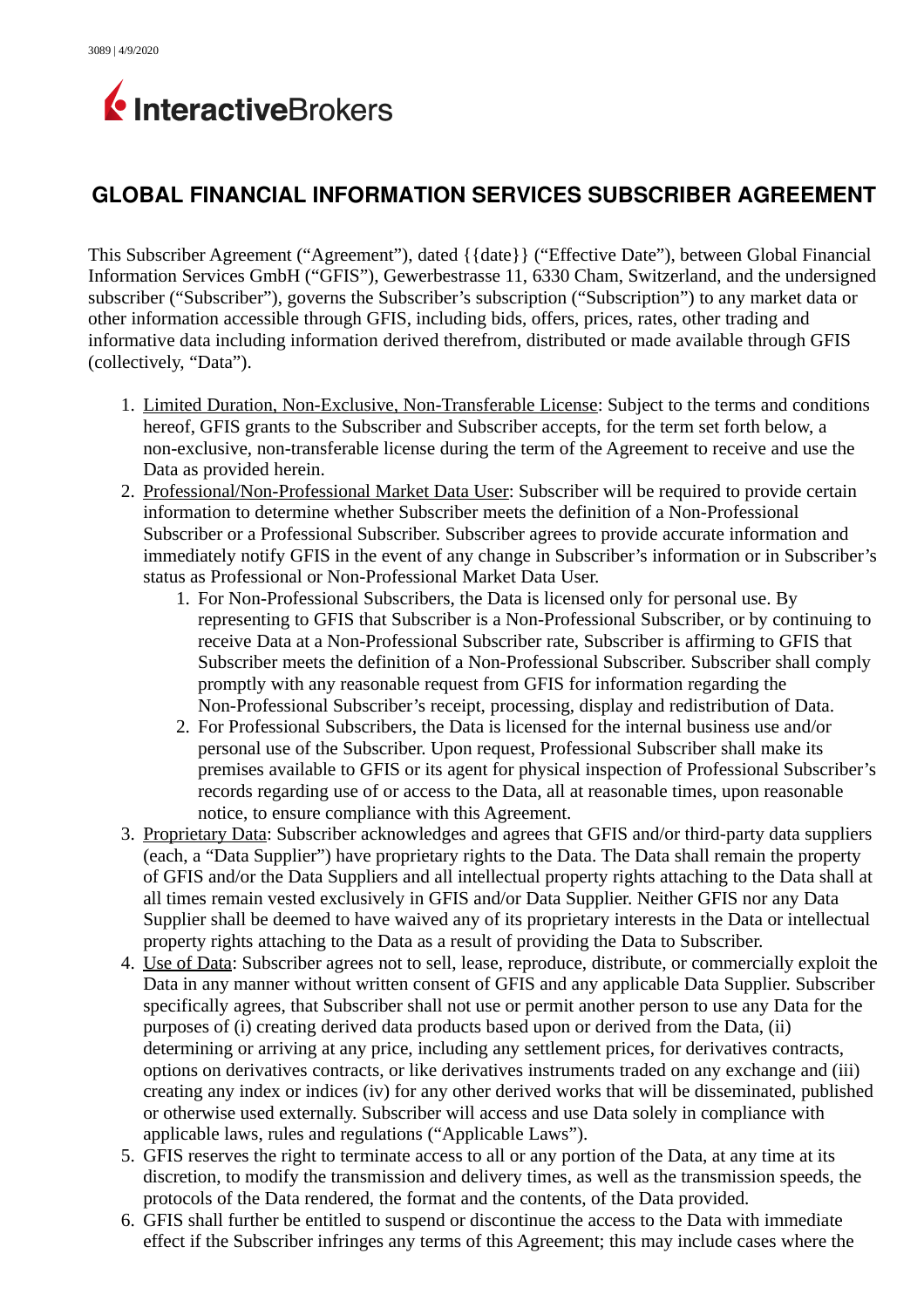# GLOBAL FINANCIAL INFORMATION SERVICES SUBSCRIBER AGREEMENT

This Subscriber Agreement ("Agreement"), dated {{date}} ("Effective Date"), between Global Financial Information Services GmbH ("GFIS"), Gewerbestrasse 11, 6330 Cham, Switzerland, and the undersigned subscriber ("Subscriber"), governs the Subscriber's subscription ("Subscription") to any market data or other information accessible through GFIS, including bids, offers, prices, rates, other trading and informative data including information derived therefrom, distributed or made available through GFIS (collectively, "Data").

1. <u>Limited Duration, Non-Exclusive, Non-Transferable License</u>: Subject to the terms and conditions hereof, GFIS grants to the Subscriber and Subscriber accepts, for the term set forth below, a non-exclusive, non-transferable license during the term of the Agreement to receive and use the Data as provided herein.
2. <u>Professional/Non-Professional Market Data User</u>: Subscriber will be required to provide certain information to determine whether Subscriber meets the definition of a Non-Professional Subscriber or a Professional Subscriber. Subscriber agrees to provide accurate information and immediately notify GFIS in the event of any change in Subscriber's information or in Subscriber's status as Professional or Non-Professional Market Data User.
    1. For Non-Professional Subscribers, the Data is licensed only for personal use. By representing to GFIS that Subscriber is a Non-Professional Subscriber, or by continuing to receive Data at a Non-Professional Subscriber rate, Subscriber is affirming to GFIS that Subscriber meets the definition of a Non-Professional Subscriber. Subscriber shall comply promptly with any reasonable request from GFIS for information regarding the Non-Professional Subscriber's receipt, processing, display and redistribution of Data.
    2. For Professional Subscribers, the Data is licensed for the internal business use and/or personal use of the Subscriber. Upon request, Professional Subscriber shall make its premises available to GFIS or its agent for physical inspection of Professional Subscriber's records regarding use of or access to the Data, all at reasonable times, upon reasonable notice, to ensure compliance with this Agreement.
3. <u>Proprietary Data</u>: Subscriber acknowledges and agrees that GFIS and/or third-party data suppliers (each, a "Data Supplier") have proprietary rights to the Data. The Data shall remain the property of GFIS and/or the Data Suppliers and all intellectual property rights attaching to the Data shall at all times remain vested exclusively in GFIS and/or Data Supplier. Neither GFIS nor any Data Supplier shall be deemed to have waived any of its proprietary interests in the Data or intellectual property rights attaching to the Data as a result of providing the Data to Subscriber.
4. <u>Use of Data</u>: Subscriber agrees not to sell, lease, reproduce, distribute, or commercially exploit the Data in any manner without written consent of GFIS and any applicable Data Supplier. Subscriber specifically agrees, that Subscriber shall not use or permit another person to use any Data for the purposes of (i) creating derived data products based upon or derived from the Data, (ii) determining or arriving at any price, including any settlement prices, for derivatives contracts, options on derivatives contracts, or like derivatives instruments traded on any exchange and (iii) creating any index or indices (iv) for any other derived works that will be disseminated, published or otherwise used externally. Subscriber will access and use Data solely in compliance with applicable laws, rules and regulations ("Applicable Laws").
5. GFIS reserves the right to terminate access to all or any portion of the Data, at any time at its discretion, to modify the transmission and delivery times, as well as the transmission speeds, the protocols of the Data rendered, the format and the contents, of the Data provided.
6. GFIS shall further be entitled to suspend or discontinue the access to the Data with immediate effect if the Subscriber infringes any terms of this Agreement; this may include cases where the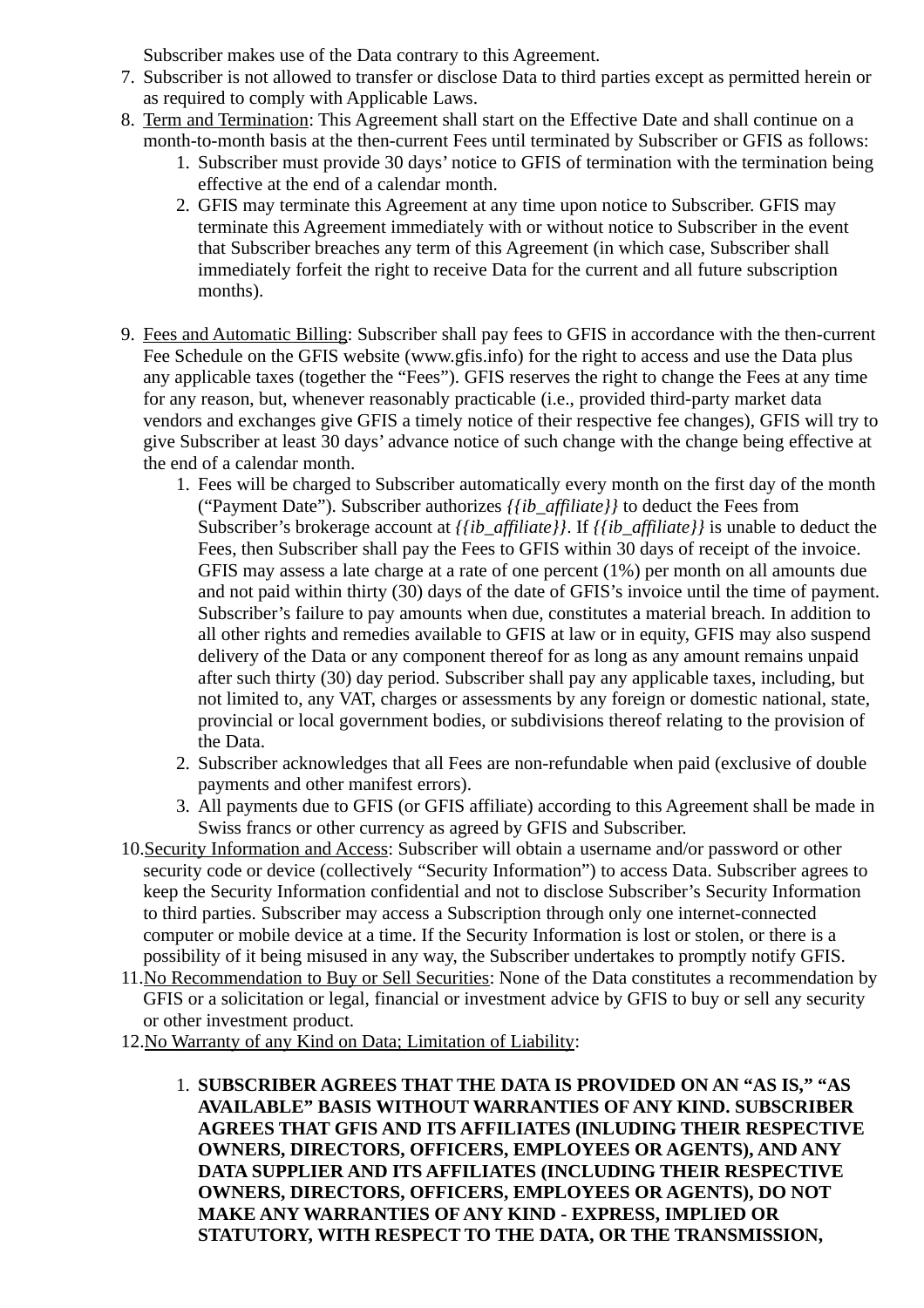Subscriber makes use of the Data contrary to this Agreement.

7. Subscriber is not allowed to transfer or disclose Data to third parties except as permitted herein or as required to comply with Applicable Laws.
8. <u>Term and Termination</u>: This Agreement shall start on the Effective Date and shall continue on a month-to-month basis at the then-current Fees until terminated by Subscriber or GFIS as follows:
    1. Subscriber must provide 30 days' notice to GFIS of termination with the termination being effective at the end of a calendar month.
    2. GFIS may terminate this Agreement at any time upon notice to Subscriber. GFIS may terminate this Agreement immediately with or without notice to Subscriber in the event that Subscriber breaches any term of this Agreement (in which case, Subscriber shall immediately forfeit the right to receive Data for the current and all future subscription months).
9. <u>Fees and Automatic Billing</u>: Subscriber shall pay fees to GFIS in accordance with the then-current Fee Schedule on the GFIS website (www.gfis.info) for the right to access and use the Data plus any applicable taxes (together the "Fees"). GFIS reserves the right to change the Fees at any time for any reason, but, whenever reasonably practicable (i.e., provided third-party market data vendors and exchanges give GFIS a timely notice of their respective fee changes), GFIS will try to give Subscriber at least 30 days' advance notice of such change with the change being effective at the end of a calendar month.
    1. Fees will be charged to Subscriber automatically every month on the first day of the month ("Payment Date"). Subscriber authorizes *{{ib_affiliate}}* to deduct the Fees from Subscriber's brokerage account at *{{ib_affiliate}}*. If *{{ib_affiliate}}* is unable to deduct the Fees, then Subscriber shall pay the Fees to GFIS within 30 days of receipt of the invoice. GFIS may assess a late charge at a rate of one percent (1%) per month on all amounts due and not paid within thirty (30) days of the date of GFIS's invoice until the time of payment. Subscriber's failure to pay amounts when due, constitutes a material breach. In addition to all other rights and remedies available to GFIS at law or in equity, GFIS may also suspend delivery of the Data or any component thereof for as long as any amount remains unpaid after such thirty (30) day period. Subscriber shall pay any applicable taxes, including, but not limited to, any VAT, charges or assessments by any foreign or domestic national, state, provincial or local government bodies, or subdivisions thereof relating to the provision of the Data.
    2. Subscriber acknowledges that all Fees are non-refundable when paid (exclusive of double payments and other manifest errors).
    3. All payments due to GFIS (or GFIS affiliate) according to this Agreement shall be made in Swiss francs or other currency as agreed by GFIS and Subscriber.
10. <u>Security Information and Access</u>: Subscriber will obtain a username and/or password or other security code or device (collectively "Security Information") to access Data. Subscriber agrees to keep the Security Information confidential and not to disclose Subscriber's Security Information to third parties. Subscriber may access a Subscription through only one internet-connected computer or mobile device at a time. If the Security Information is lost or stolen, or there is a possibility of it being misused in any way, the Subscriber undertakes to promptly notify GFIS.
11. <u>No Recommendation to Buy or Sell Securities</u>: None of the Data constitutes a recommendation by GFIS or a solicitation or legal, financial or investment advice by GFIS to buy or sell any security or other investment product.
12. <u>No Warranty of any Kind on Data; Limitation of Liability</u>:
    1. **SUBSCRIBER AGREES THAT THE DATA IS PROVIDED ON AN "AS IS," "AS AVAILABLE" BASIS WITHOUT WARRANTIES OF ANY KIND. SUBSCRIBER AGREES THAT GFIS AND ITS AFFILIATES (INLUDING THEIR RESPECTIVE OWNERS, DIRECTORS, OFFICERS, EMPLOYEES OR AGENTS), AND ANY DATA SUPPLIER AND ITS AFFILIATES (INCLUDING THEIR RESPECTIVE OWNERS, DIRECTORS, OFFICERS, EMPLOYEES OR AGENTS), DO NOT MAKE ANY WARRANTIES OF ANY KIND - EXPRESS, IMPLIED OR STATUTORY, WITH RESPECT TO THE DATA, OR THE TRANSMISSION,**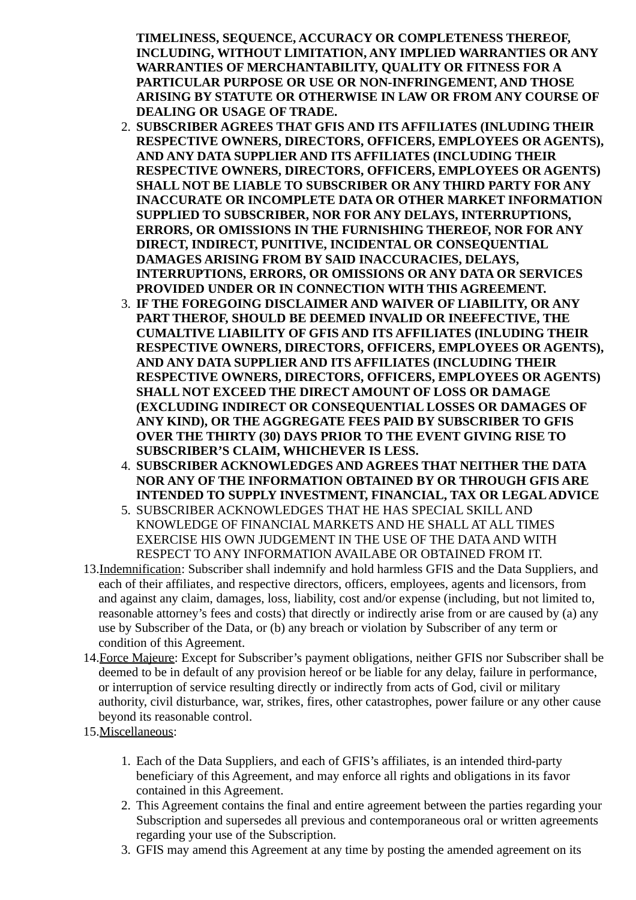**TIMELINESS, SEQUENCE, ACCURACY OR COMPLETENESS THEREOF, INCLUDING, WITHOUT LIMITATION, ANY IMPLIED WARRANTIES OR ANY WARRANTIES OF MERCHANTABILITY, QUALITY OR FITNESS FOR A PARTICULAR PURPOSE OR USE OR NON-INFRINGEMENT, AND THOSE ARISING BY STATUTE OR OTHERWISE IN LAW OR FROM ANY COURSE OF DEALING OR USAGE OF TRADE.**

2. **SUBSCRIBER AGREES THAT GFIS AND ITS AFFILIATES (INLUDING THEIR RESPECTIVE OWNERS, DIRECTORS, OFFICERS, EMPLOYEES OR AGENTS), AND ANY DATA SUPPLIER AND ITS AFFILIATES (INCLUDING THEIR RESPECTIVE OWNERS, DIRECTORS, OFFICERS, EMPLOYEES OR AGENTS) SHALL NOT BE LIABLE TO SUBSCRIBER OR ANY THIRD PARTY FOR ANY INACCURATE OR INCOMPLETE DATA OR OTHER MARKET INFORMATION SUPPLIED TO SUBSCRIBER, NOR FOR ANY DELAYS, INTERRUPTIONS, ERRORS, OR OMISSIONS IN THE FURNISHING THEREOF, NOR FOR ANY DIRECT, INDIRECT, PUNITIVE, INCIDENTAL OR CONSEQUENTIAL DAMAGES ARISING FROM BY SAID INACCURACIES, DELAYS, INTERRUPTIONS, ERRORS, OR OMISSIONS OR ANY DATA OR SERVICES PROVIDED UNDER OR IN CONNECTION WITH THIS AGREEMENT.**
3. **IF THE FOREGOING DISCLAIMER AND WAIVER OF LIABILITY, OR ANY PART THEROF, SHOULD BE DEEMED INVALID OR INEEFECTIVE, THE CUMALTIVE LIABILITY OF GFIS AND ITS AFFILIATES (INLUDING THEIR RESPECTIVE OWNERS, DIRECTORS, OFFICERS, EMPLOYEES OR AGENTS), AND ANY DATA SUPPLIER AND ITS AFFILIATES (INCLUDING THEIR RESPECTIVE OWNERS, DIRECTORS, OFFICERS, EMPLOYEES OR AGENTS) SHALL NOT EXCEED THE DIRECT AMOUNT OF LOSS OR DAMAGE (EXCLUDING INDIRECT OR CONSEQUENTIAL LOSSES OR DAMAGES OF ANY KIND), OR THE AGGREGATE FEES PAID BY SUBSCRIBER TO GFIS OVER THE THIRTY (30) DAYS PRIOR TO THE EVENT GIVING RISE TO SUBSCRIBER'S CLAIM, WHICHEVER IS LESS.**
4. **SUBSCRIBER ACKNOWLEDGES AND AGREES THAT NEITHER THE DATA NOR ANY OF THE INFORMATION OBTAINED BY OR THROUGH GFIS ARE INTENDED TO SUPPLY INVESTMENT, FINANCIAL, TAX OR LEGAL ADVICE**
5. SUBSCRIBER ACKNOWLEDGES THAT HE HAS SPECIAL SKILL AND KNOWLEDGE OF FINANCIAL MARKETS AND HE SHALL AT ALL TIMES EXERCISE HIS OWN JUDGEMENT IN THE USE OF THE DATA AND WITH RESPECT TO ANY INFORMATION AVAILABE OR OBTAINED FROM IT.

13. Indemnification: Subscriber shall indemnify and hold harmless GFIS and the Data Suppliers, and each of their affiliates, and respective directors, officers, employees, agents and licensors, from and against any claim, damages, loss, liability, cost and/or expense (including, but not limited to, reasonable attorney's fees and costs) that directly or indirectly arise from or are caused by (a) any use by Subscriber of the Data, or (b) any breach or violation by Subscriber of any term or condition of this Agreement.
14. Force Majeure: Except for Subscriber's payment obligations, neither GFIS nor Subscriber shall be deemed to be in default of any provision hereof or be liable for any delay, failure in performance, or interruption of service resulting directly or indirectly from acts of God, civil or military authority, civil disturbance, war, strikes, fires, other catastrophes, power failure or any other cause beyond its reasonable control.
15. Miscellaneous:

    1. Each of the Data Suppliers, and each of GFIS's affiliates, is an intended third-party beneficiary of this Agreement, and may enforce all rights and obligations in its favor contained in this Agreement.
    2. This Agreement contains the final and entire agreement between the parties regarding your Subscription and supersedes all previous and contemporaneous oral or written agreements regarding your use of the Subscription.
    3. GFIS may amend this Agreement at any time by posting the amended agreement on its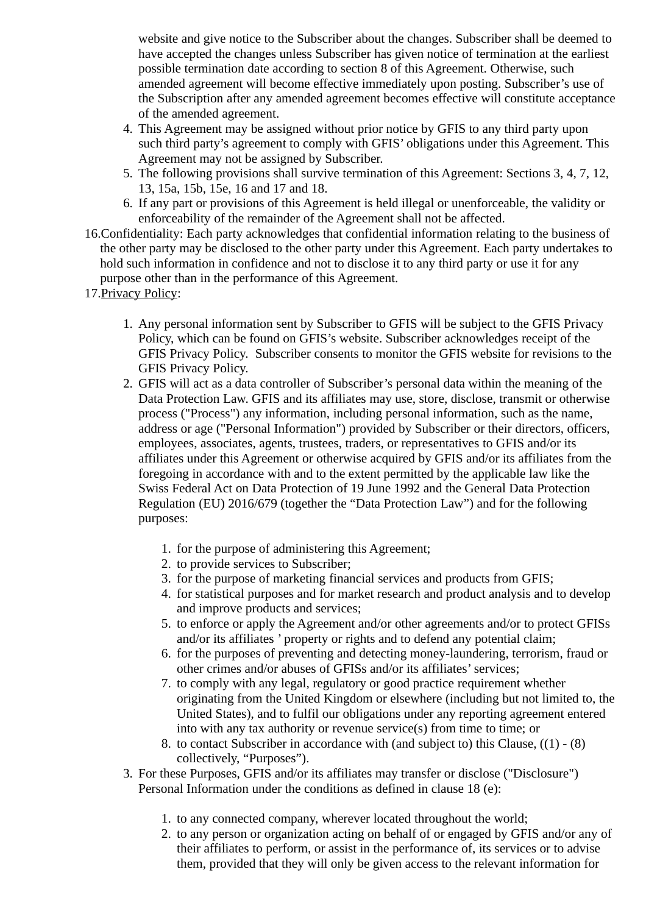website and give notice to the Subscriber about the changes. Subscriber shall be deemed to have accepted the changes unless Subscriber has given notice of termination at the earliest possible termination date according to section 8 of this Agreement. Otherwise, such amended agreement will become effective immediately upon posting. Subscriber's use of the Subscription after any amended agreement becomes effective will constitute acceptance of the amended agreement.

4. This Agreement may be assigned without prior notice by GFIS to any third party upon such third party's agreement to comply with GFIS' obligations under this Agreement. This Agreement may not be assigned by Subscriber.
5. The following provisions shall survive termination of this Agreement: Sections 3, 4, 7, 12, 13, 15a, 15b, 15e, 16 and 17 and 18.
6. If any part or provisions of this Agreement is held illegal or unenforceable, the validity or enforceability of the remainder of the Agreement shall not be affected.

16. Confidentiality: Each party acknowledges that confidential information relating to the business of the other party may be disclosed to the other party under this Agreement. Each party undertakes to hold such information in confidence and not to disclose it to any third party or use it for any purpose other than in the performance of this Agreement.

17. Privacy Policy:

    1. Any personal information sent by Subscriber to GFIS will be subject to the GFIS Privacy Policy, which can be found on GFIS's website. Subscriber acknowledges receipt of the GFIS Privacy Policy. Subscriber consents to monitor the GFIS website for revisions to the GFIS Privacy Policy.
    2. GFIS will act as a data controller of Subscriber's personal data within the meaning of the Data Protection Law. GFIS and its affiliates may use, store, disclose, transmit or otherwise process ("Process") any information, including personal information, such as the name, address or age ("Personal Information") provided by Subscriber or their directors, officers, employees, associates, agents, trustees, traders, or representatives to GFIS and/or its affiliates under this Agreement or otherwise acquired by GFIS and/or its affiliates from the foregoing in accordance with and to the extent permitted by the applicable law like the Swiss Federal Act on Data Protection of 19 June 1992 and the General Data Protection Regulation (EU) 2016/679 (together the "Data Protection Law") and for the following purposes:

        1. for the purpose of administering this Agreement;
        2. to provide services to Subscriber;
        3. for the purpose of marketing financial services and products from GFIS;
        4. for statistical purposes and for market research and product analysis and to develop and improve products and services;
        5. to enforce or apply the Agreement and/or other agreements and/or to protect GFISs and/or its affiliates ' property or rights and to defend any potential claim;
        6. for the purposes of preventing and detecting money-laundering, terrorism, fraud or other crimes and/or abuses of GFISs and/or its affiliates' services;
        7. to comply with any legal, regulatory or good practice requirement whether originating from the United Kingdom or elsewhere (including but not limited to, the United States), and to fulfil our obligations under any reporting agreement entered into with any tax authority or revenue service(s) from time to time; or
        8. to contact Subscriber in accordance with (and subject to) this Clause, ((1) - (8) collectively, "Purposes").

    3. For these Purposes, GFIS and/or its affiliates may transfer or disclose ("Disclosure") Personal Information under the conditions as defined in clause 18 (e):

        1. to any connected company, wherever located throughout the world;
        2. to any person or organization acting on behalf of or engaged by GFIS and/or any of their affiliates to perform, or assist in the performance of, its services or to advise them, provided that they will only be given access to the relevant information for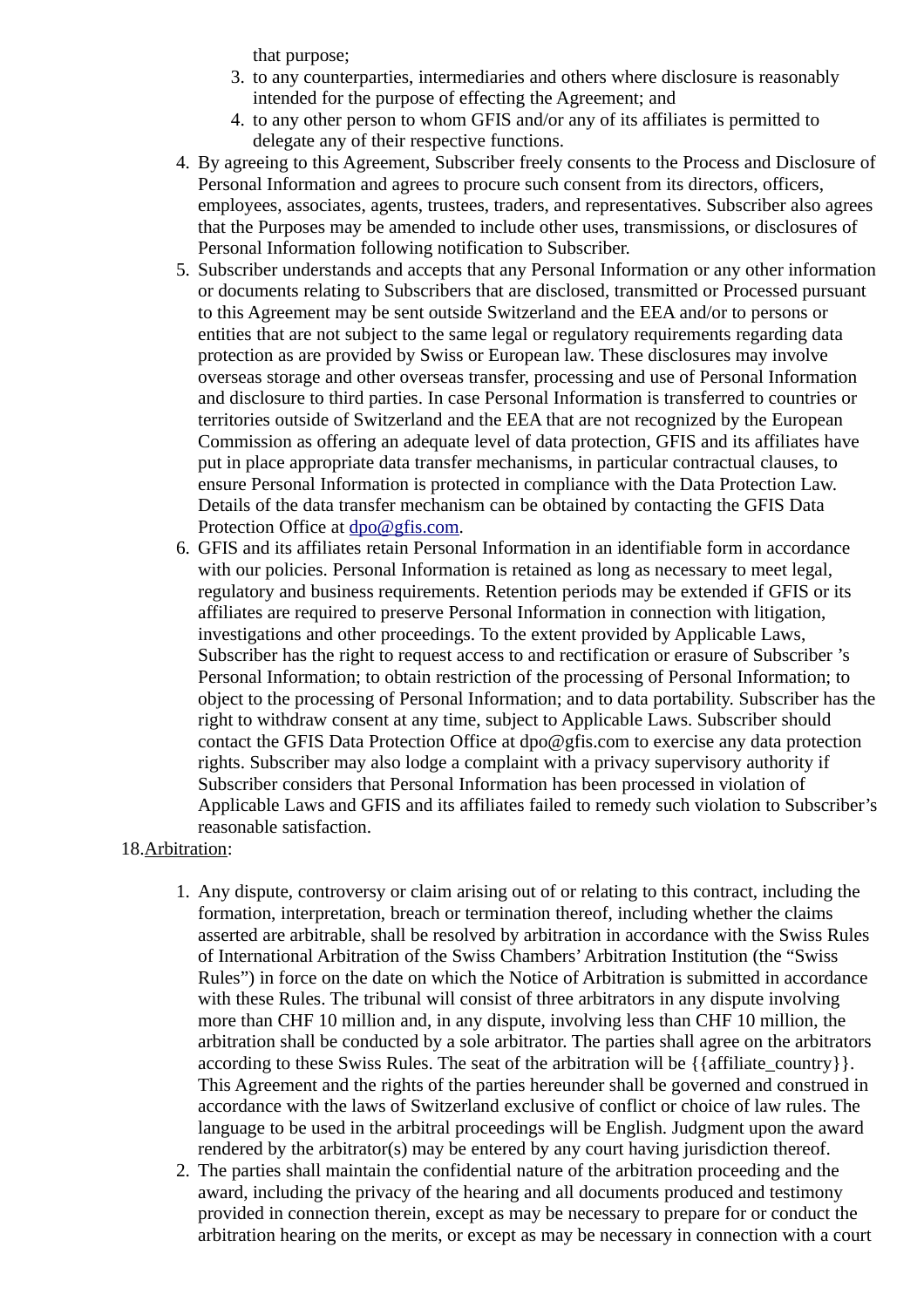that purpose;

3. to any counterparties, intermediaries and others where disclosure is reasonably intended for the purpose of effecting the Agreement; and
4. to any other person to whom GFIS and/or any of its affiliates is permitted to delegate any of their respective functions.

4. By agreeing to this Agreement, Subscriber freely consents to the Process and Disclosure of Personal Information and agrees to procure such consent from its directors, officers, employees, associates, agents, trustees, traders, and representatives. Subscriber also agrees that the Purposes may be amended to include other uses, transmissions, or disclosures of Personal Information following notification to Subscriber.
5. Subscriber understands and accepts that any Personal Information or any other information or documents relating to Subscribers that are disclosed, transmitted or Processed pursuant to this Agreement may be sent outside Switzerland and the EEA and/or to persons or entities that are not subject to the same legal or regulatory requirements regarding data protection as are provided by Swiss or European law. These disclosures may involve overseas storage and other overseas transfer, processing and use of Personal Information and disclosure to third parties. In case Personal Information is transferred to countries or territories outside of Switzerland and the EEA that are not recognized by the European Commission as offering an adequate level of data protection, GFIS and its affiliates have put in place appropriate data transfer mechanisms, in particular contractual clauses, to ensure Personal Information is protected in compliance with the Data Protection Law. Details of the data transfer mechanism can be obtained by contacting the GFIS Data Protection Office at [dpo@gfis.com](mailto:dpo@gfis.com).
6. GFIS and its affiliates retain Personal Information in an identifiable form in accordance with our policies. Personal Information is retained as long as necessary to meet legal, regulatory and business requirements. Retention periods may be extended if GFIS or its affiliates are required to preserve Personal Information in connection with litigation, investigations and other proceedings. To the extent provided by Applicable Laws, Subscriber has the right to request access to and rectification or erasure of Subscriber 's Personal Information; to obtain restriction of the processing of Personal Information; to object to the processing of Personal Information; and to data portability. Subscriber has the right to withdraw consent at any time, subject to Applicable Laws. Subscriber should contact the GFIS Data Protection Office at dpo@gfis.com to exercise any data protection rights. Subscriber may also lodge a complaint with a privacy supervisory authority if Subscriber considers that Personal Information has been processed in violation of Applicable Laws and GFIS and its affiliates failed to remedy such violation to Subscriber's reasonable satisfaction.

18. <u>Arbitration</u>:

1. Any dispute, controversy or claim arising out of or relating to this contract, including the formation, interpretation, breach or termination thereof, including whether the claims asserted are arbitrable, shall be resolved by arbitration in accordance with the Swiss Rules of International Arbitration of the Swiss Chambers' Arbitration Institution (the "Swiss Rules") in force on the date on which the Notice of Arbitration is submitted in accordance with these Rules. The tribunal will consist of three arbitrators in any dispute involving more than CHF 10 million and, in any dispute, involving less than CHF 10 million, the arbitration shall be conducted by a sole arbitrator. The parties shall agree on the arbitrators according to these Swiss Rules. The seat of the arbitration will be {{affiliate_country}}. This Agreement and the rights of the parties hereunder shall be governed and construed in accordance with the laws of Switzerland exclusive of conflict or choice of law rules. The language to be used in the arbitral proceedings will be English. Judgment upon the award rendered by the arbitrator(s) may be entered by any court having jurisdiction thereof.
2. The parties shall maintain the confidential nature of the arbitration proceeding and the award, including the privacy of the hearing and all documents produced and testimony provided in connection therein, except as may be necessary to prepare for or conduct the arbitration hearing on the merits, or except as may be necessary in connection with a court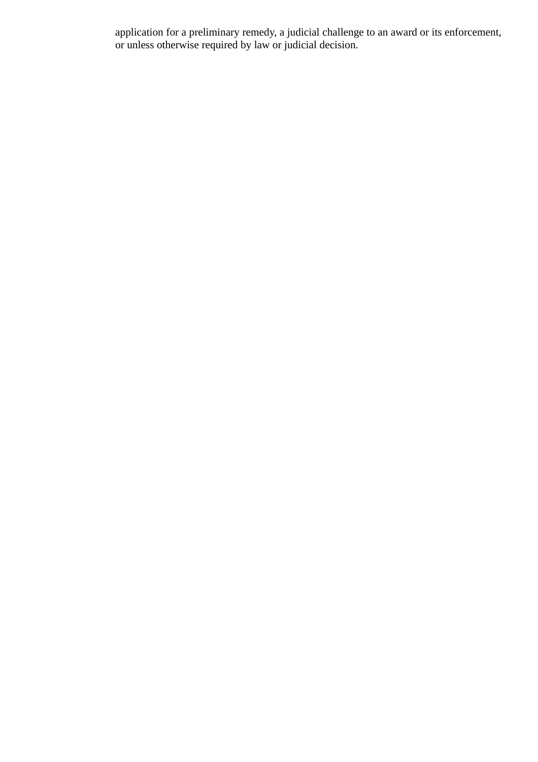application for a preliminary remedy, a judicial challenge to an award or its enforcement, or unless otherwise required by law or judicial decision.